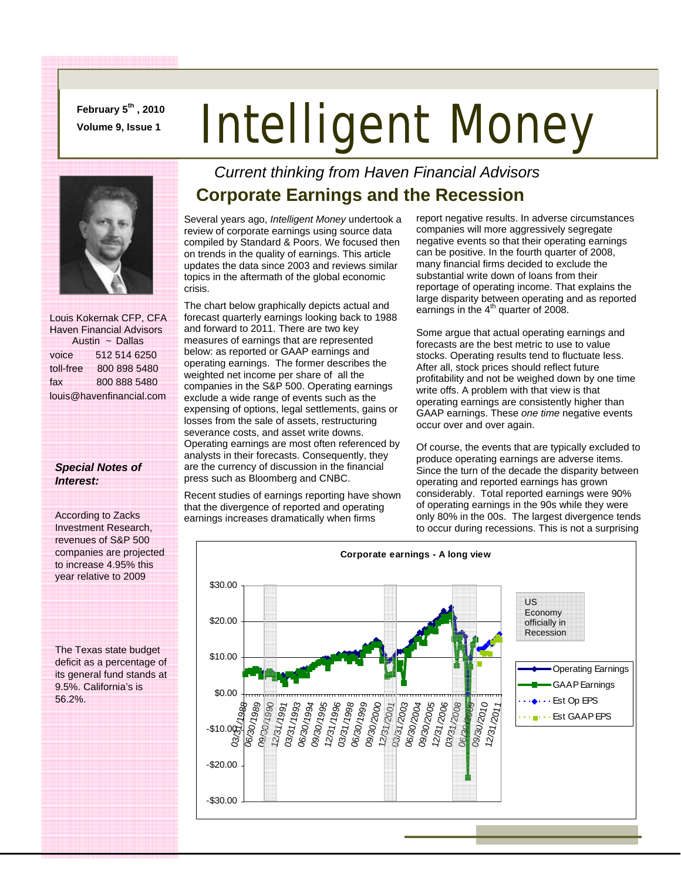**February 5th, 2010**
**Volume 9, Issue 1**

# Intelligent Money

*Current thinking from Haven Financial Advisors*

Louis Kokernak CFP, CFA
Haven Financial Advisors
Austin ~ Dallas

| | |
|---|---|
| voice | 512 514 6250 |
| toll-free | 800 898 5480 |
| fax | 800 888 5480 |

louis@havenfinancial.com

***Special Notes of Interest:***

According to Zacks Investment Research, revenues of S&P 500 companies are projected to increase 4.95% this year relative to 2009

The Texas state budget deficit as a percentage of its general fund stands at 9.5%. California's is 56.2%.

## Corporate Earnings and the Recession

Several years ago, *Intelligent Money* undertook a review of corporate earnings using source data compiled by Standard & Poors. We focused then on trends in the quality of earnings. This article updates the data since 2003 and reviews similar topics in the aftermath of the global economic crisis.

The chart below graphically depicts actual and forecast quarterly earnings looking back to 1988 and forward to 2011. There are two key measures of earnings that are represented below: as reported or GAAP earnings and operating earnings. The former describes the weighted net income per share of all the companies in the S&P 500. Operating earnings exclude a wide range of events such as the expensing of options, legal settlements, gains or losses from the sale of assets, restructuring severance costs, and asset write downs. Operating earnings are most often referenced by analysts in their forecasts. Consequently, they are the currency of discussion in the financial press such as Bloomberg and CNBC.

Recent studies of earnings reporting have shown that the divergence of reported and operating earnings increases dramatically when firms report negative results. In adverse circumstances companies will more aggressively segregate negative events so that their operating earnings can be positive. In the fourth quarter of 2008, many financial firms decided to exclude the substantial write down of loans from their reportage of operating income. That explains the large disparity between operating and as reported earnings in the 4th quarter of 2008.

Some argue that actual operating earnings and forecasts are the best metric to use to value stocks. Operating results tend to fluctuate less. After all, stock prices should reflect future profitability and not be weighed down by one time write offs. A problem with that view is that operating earnings are consistently higher than GAAP earnings. These *one time* negative events occur over and over again.

Of course, the events that are typically excluded to produce operating earnings are adverse items. Since the turn of the decade the disparity between operating and reported earnings has grown considerably. Total reported earnings were 90% of operating earnings in the 90s while they were only 80% in the 00s. The largest divergence tends to occur during recessions. This is not a surprising

**Corporate earnings - A long view**

Legend: US Economy officially in Recession; Operating Earnings; GAAP Earnings; Est Op EPS; Est GAAP EPS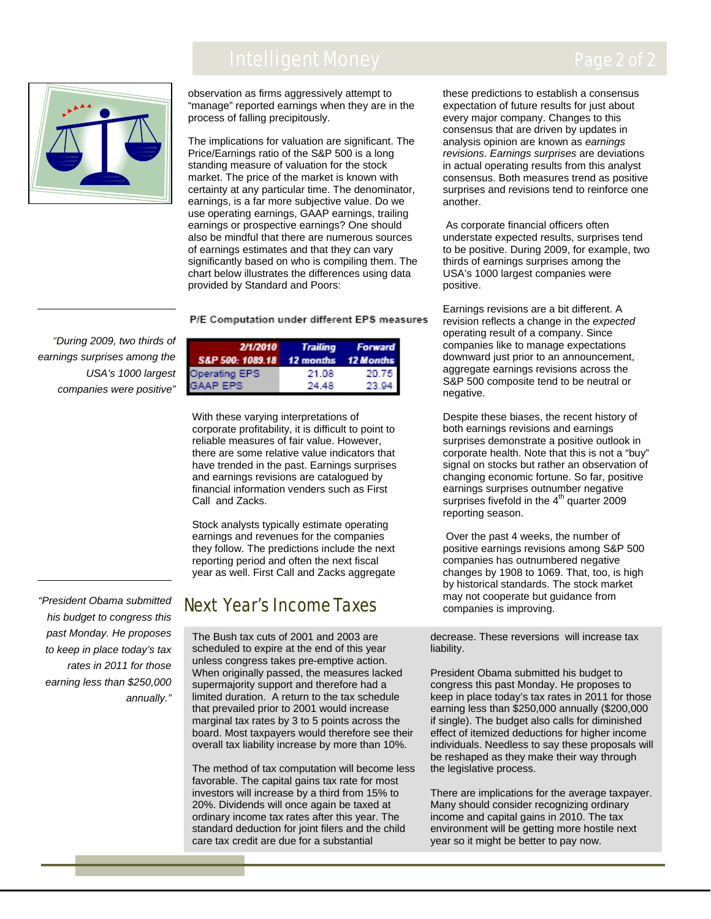observation as firms aggressively attempt to "manage" reported earnings when they are in the process of falling precipitously.

The implications for valuation are significant. The Price/Earnings ratio of the S&P 500 is a long standing measure of valuation for the stock market. The price of the market is known with certainty at any particular time. The denominator, earnings, is a far more subjective value. Do we use operating earnings, GAAP earnings, trailing earnings or prospective earnings? One should also be mindful that there are numerous sources of earnings estimates and that they can vary significantly based on who is compiling them. The chart below illustrates the differences using data provided by Standard and Poors:

P/E Computation under different EPS measures

| 2/1/2010 S&P 500: 1089.18 | Trailing 12 months | Forward 12 Months |
|---|---|---|
| Operating EPS | 21.08 | 20.75 |
| GAAP EPS | 24.48 | 23.94 |

*"During 2009, two thirds of earnings surprises among the USA's 1000 largest companies were positive"*

With these varying interpretations of corporate profitability, it is difficult to point to reliable measures of fair value. However, there are some relative value indicators that have trended in the past. Earnings surprises and earnings revisions are catalogued by financial information venders such as First Call and Zacks.

Stock analysts typically estimate operating earnings and revenues for the companies they follow. The predictions include the next reporting period and often the next fiscal year as well. First Call and Zacks aggregate these predictions to establish a consensus expectation of future results for just about every major company. Changes to this consensus that are driven by updates in analysis opinion are known as *earnings revisions*. *Earnings surprises* are deviations in actual operating results from this analyst consensus. Both measures trend as positive surprises and revisions tend to reinforce one another.

As corporate financial officers often understate expected results, surprises tend to be positive. During 2009, for example, two thirds of earnings surprises among the USA's 1000 largest companies were positive.

Earnings revisions are a bit different. A revision reflects a change in the *expected* operating result of a company. Since companies like to manage expectations downward just prior to an announcement, aggregate earnings revisions across the S&P 500 composite tend to be neutral or negative.

Despite these biases, the recent history of both earnings revisions and earnings surprises demonstrate a positive outlook in corporate health. Note that this is not a "buy" signal on stocks but rather an observation of changing economic fortune. So far, positive earnings surprises outnumber negative surprises fivefold in the 4th quarter 2009 reporting season.

Over the past 4 weeks, the number of positive earnings revisions among S&P 500 companies has outnumbered negative changes by 1908 to 1069. That, too, is high by historical standards. The stock market may not cooperate but guidance from companies is improving.

## Next Year's Income Taxes

*"President Obama submitted his budget to congress this past Monday. He proposes to keep in place today's tax rates in 2011 for those earning less than $250,000 annually."*

The Bush tax cuts of 2001 and 2003 are scheduled to expire at the end of this year unless congress takes pre-emptive action. When originally passed, the measures lacked supermajority support and therefore had a limited duration. A return to the tax schedule that prevailed prior to 2001 would increase marginal tax rates by 3 to 5 points across the board. Most taxpayers would therefore see their overall tax liability increase by more than 10%.

The method of tax computation will become less favorable. The capital gains tax rate for most investors will increase by a third from 15% to 20%. Dividends will once again be taxed at ordinary income tax rates after this year. The standard deduction for joint filers and the child care tax credit are due for a substantial decrease. These reversions will increase tax liability.

President Obama submitted his budget to congress this past Monday. He proposes to keep in place today's tax rates in 2011 for those earning less than $250,000 annually ($200,000 if single). The budget also calls for diminished effect of itemized deductions for higher income individuals. Needless to say these proposals will be reshaped as they make their way through the legislative process.

There are implications for the average taxpayer. Many should consider recognizing ordinary income and capital gains in 2010. The tax environment will be getting more hostile next year so it might be better to pay now.